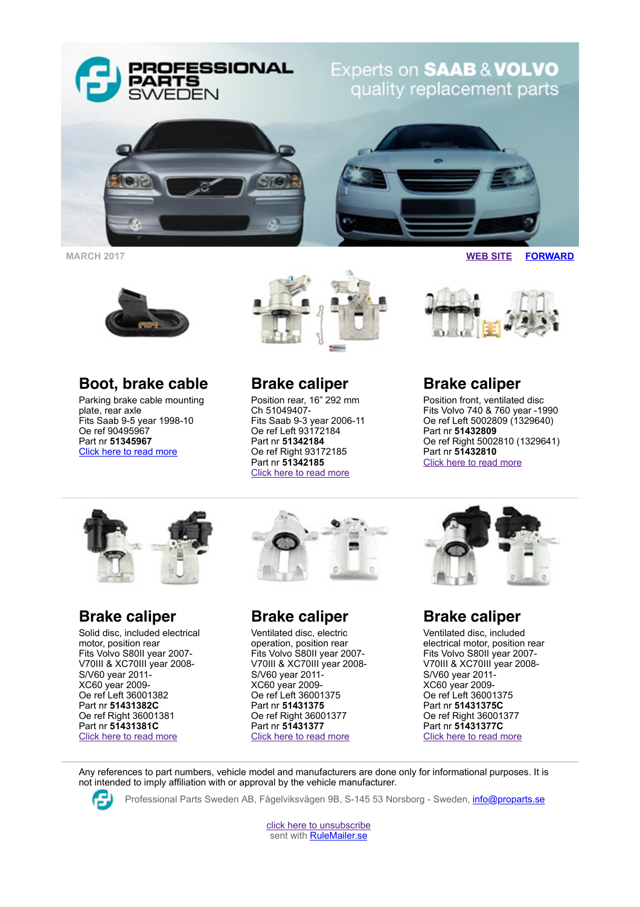MARCH 2017

[WEB SITE](#) [FORWARD](#)

## Boot, brake cable

Parking brake cable mounting plate, rear axle
Fits Saab 9-5 year 1998-10
Oe ref 90495967
Part nr **51345967**
[Click here to read more](#)

## Brake caliper

Position rear, 16" 292 mm
Ch 51049407-
Fits Saab 9-3 year 2006-11
Oe ref Left 93172184
Part nr **51342184**
Oe ref Right 93172185
Part nr **51342185**
[Click here to read more](#)

## Brake caliper

Position front, ventilated disc
Fits Volvo 740 & 760 year -1990
Oe ref Left 5002809 (1329640)
Part nr **51432809**
Oe ref Right 5002810 (1329641)
Part nr **51432810**
[Click here to read more](#)

---

## Brake caliper

Solid disc, included electrical motor, position rear
Fits Volvo S80II year 2007-
V70III & XC70III year 2008-
S/V60 year 2011-
XC60 year 2009-
Oe ref Left 36001382
Part nr **51431382C**
Oe ref Right 36001381
Part nr **51431381C**
[Click here to read more](#)

## Brake caliper

Ventilated disc, electric operation, position rear
Fits Volvo S80II year 2007-
V70III & XC70III year 2008-
S/V60 year 2011-
XC60 year 2009-
Oe ref Left 36001375
Part nr **51431375**
Oe ref Right 36001377
Part nr **51431377**
[Click here to read more](#)

## Brake caliper

Ventilated disc, included electrical motor, position rear
Fits Volvo S80II year 2007-
V70III & XC70III year 2008-
S/V60 year 2011-
XC60 year 2009-
Oe ref Left 36001375
Part nr **51431375C**
Oe ref Right 36001377
Part nr **51431377C**
[Click here to read more](#)

---

Any references to part numbers, vehicle model and manufacturers are done only for informational purposes. It is not intended to imply affiliation with or approval by the vehicle manufacturer.

Professional Parts Sweden AB, Fågelviksvägen 9B, S-145 53 Norsborg - Sweden, [info@proparts.se](mailto:info@proparts.se)

[click here to unsubscribe](#)
sent with [RuleMailer.se](#)